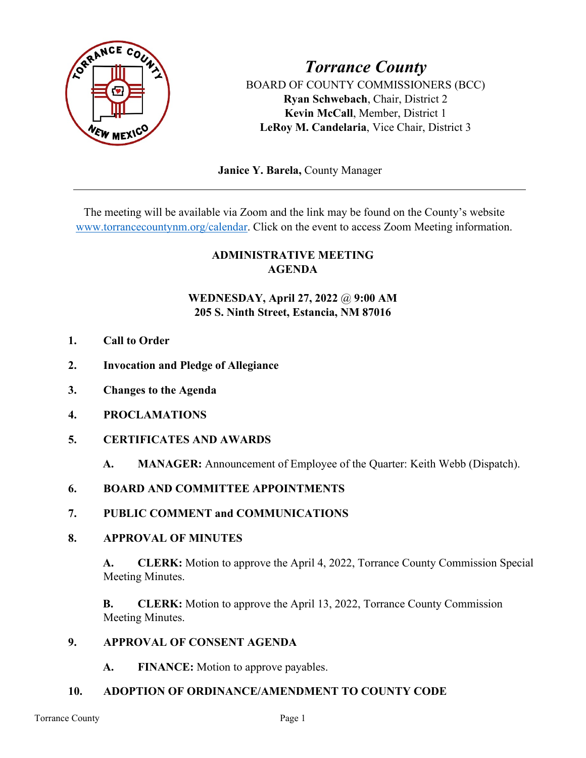# *Torrance County*

BOARD OF COUNTY COMMISSIONERS (BCC)
**Ryan Schwebach**, Chair, District 2
**Kevin McCall**, Member, District 1
**LeRoy M. Candelaria**, Vice Chair, District 3

**Janice Y. Barela,** County Manager

---

The meeting will be available via Zoom and the link may be found on the County's website www.torrancecountynm.org/calendar. Click on the event to access Zoom Meeting information.

## ADMINISTRATIVE MEETING AGENDA

### WEDNESDAY, April 27, 2022 @ 9:00 AM
### 205 S. Ninth Street, Estancia, NM 87016

1. **Call to Order**

2. **Invocation and Pledge of Allegiance**

3. **Changes to the Agenda**

4. **PROCLAMATIONS**

5. **CERTIFICATES AND AWARDS**

   **A.** **MANAGER:** Announcement of Employee of the Quarter: Keith Webb (Dispatch).

6. **BOARD AND COMMITTEE APPOINTMENTS**

7. **PUBLIC COMMENT and COMMUNICATIONS**

8. **APPROVAL OF MINUTES**

   **A.** **CLERK:** Motion to approve the April 4, 2022, Torrance County Commission Special Meeting Minutes.

   **B.** **CLERK:** Motion to approve the April 13, 2022, Torrance County Commission Meeting Minutes.

9. **APPROVAL OF CONSENT AGENDA**

   **A.** **FINANCE:** Motion to approve payables.

10. **ADOPTION OF ORDINANCE/AMENDMENT TO COUNTY CODE**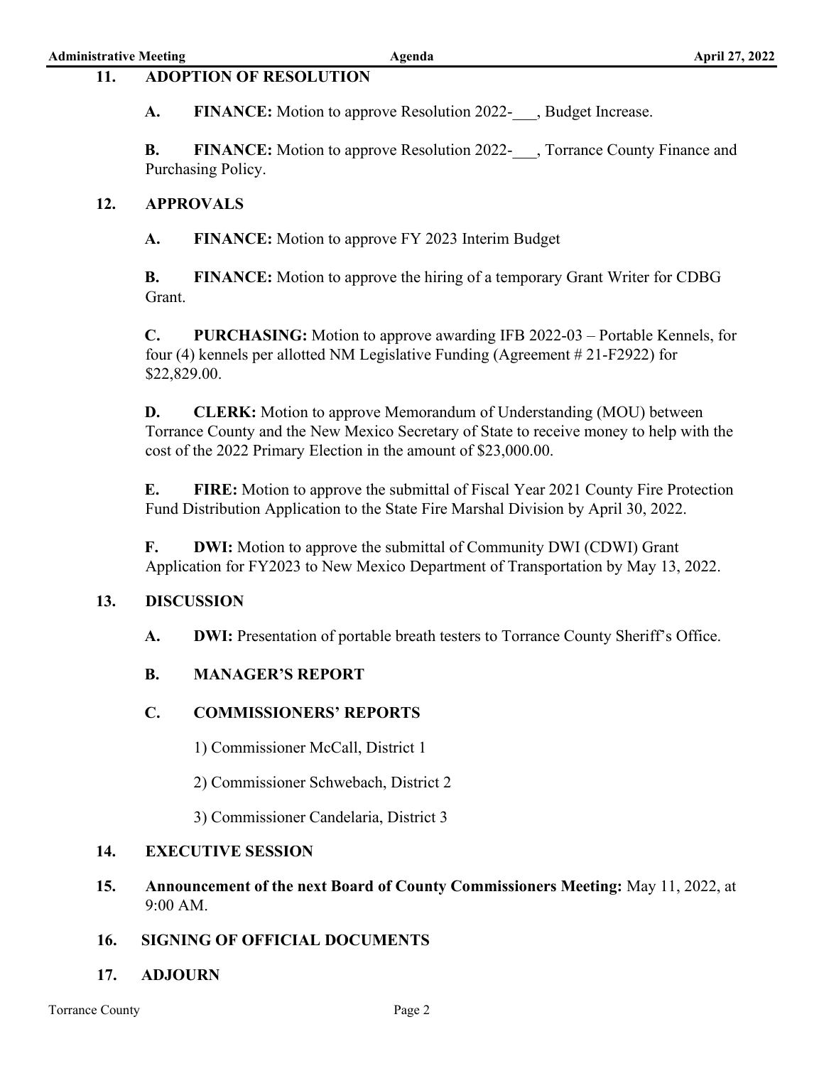## 11. ADOPTION OF RESOLUTION

**A. FINANCE:** Motion to approve Resolution 2022-___, Budget Increase.

**B. FINANCE:** Motion to approve Resolution 2022-___, Torrance County Finance and Purchasing Policy.

## 12. APPROVALS

**A. FINANCE:** Motion to approve FY 2023 Interim Budget

**B. FINANCE:** Motion to approve the hiring of a temporary Grant Writer for CDBG Grant.

**C. PURCHASING:** Motion to approve awarding IFB 2022-03 – Portable Kennels, for four (4) kennels per allotted NM Legislative Funding (Agreement # 21-F2922) for $22,829.00.

**D. CLERK:** Motion to approve Memorandum of Understanding (MOU) between Torrance County and the New Mexico Secretary of State to receive money to help with the cost of the 2022 Primary Election in the amount of $23,000.00.

**E. FIRE:** Motion to approve the submittal of Fiscal Year 2021 County Fire Protection Fund Distribution Application to the State Fire Marshal Division by April 30, 2022.

**F. DWI:** Motion to approve the submittal of Community DWI (CDWI) Grant Application for FY2023 to New Mexico Department of Transportation by May 13, 2022.

## 13. DISCUSSION

**A. DWI:** Presentation of portable breath testers to Torrance County Sheriff's Office.

**B. MANAGER'S REPORT**

**C. COMMISSIONERS' REPORTS**

1) Commissioner McCall, District 1

2) Commissioner Schwebach, District 2

3) Commissioner Candelaria, District 3

## 14. EXECUTIVE SESSION

## 15. Announcement of the next Board of County Commissioners Meeting: May 11, 2022, at 9:00 AM.

## 16. SIGNING OF OFFICIAL DOCUMENTS

## 17. ADJOURN